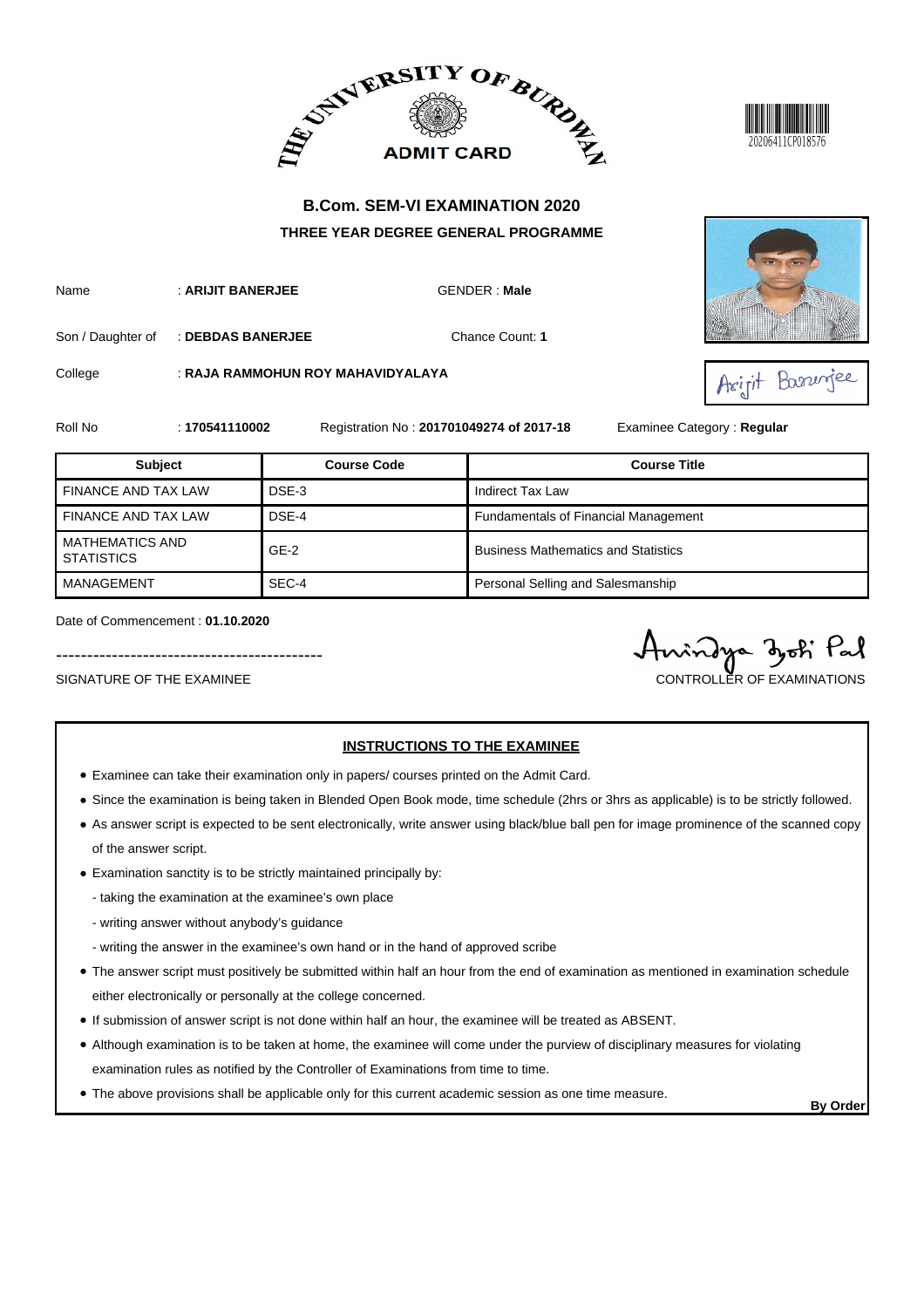THE UNIVERSITY OF BURDWAN

ADMIT CARD

20206411CP018576

## B.Com. SEM-VI EXAMINATION 2020

### THREE YEAR DEGREE GENERAL PROGRAMME

Name : **ARIJIT BANERJEE** GENDER : **Male**

Son / Daughter of : **DEBDAS BANERJEE** Chance Count: **1**

College : **RAJA RAMMOHUN ROY MAHAVIDYALAYA**

Roll No : **170541110002** Registration No : **201701049274 of 2017-18** Examinee Category : **Regular**

| Subject | Course Code | Course Title |
|---|---|---|
| FINANCE AND TAX LAW | DSE-3 | Indirect Tax Law |
| FINANCE AND TAX LAW | DSE-4 | Fundamentals of Financial Management |
| MATHEMATICS AND STATISTICS | GE-2 | Business Mathematics and Statistics |
| MANAGEMENT | SEC-4 | Personal Selling and Salesmanship |

Date of Commencement : **01.10.2020**

SIGNATURE OF THE EXAMINEE

Anindya Jyoti Pal

CONTROLLER OF EXAMINATIONS

## INSTRUCTIONS TO THE EXAMINEE

- Examinee can take their examination only in papers/ courses printed on the Admit Card.
- Since the examination is being taken in Blended Open Book mode, time schedule (2hrs or 3hrs as applicable) is to be strictly followed.
- As answer script is expected to be sent electronically, write answer using black/blue ball pen for image prominence of the scanned copy of the answer script.
- Examination sanctity is to be strictly maintained principally by:
  - taking the examination at the examinee's own place
  - writing answer without anybody's guidance
  - writing the answer in the examinee's own hand or in the hand of approved scribe
- The answer script must positively be submitted within half an hour from the end of examination as mentioned in examination schedule either electronically or personally at the college concerned.
- If submission of answer script is not done within half an hour, the examinee will be treated as ABSENT.
- Although examination is to be taken at home, the examinee will come under the purview of disciplinary measures for violating examination rules as notified by the Controller of Examinations from time to time.
- The above provisions shall be applicable only for this current academic session as one time measure.

**By Order**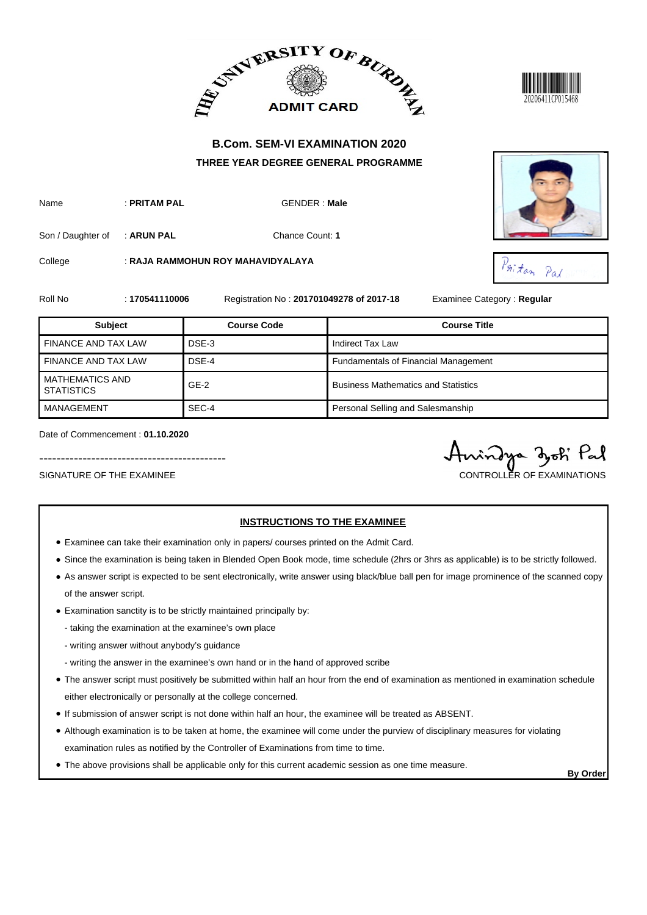THE UNIVERSITY OF BURDWAN

ADMIT CARD

20206411CP015468

## B.Com. SEM-VI EXAMINATION 2020

### THREE YEAR DEGREE GENERAL PROGRAMME

Name : **PRITAM PAL** GENDER : **Male**

Son / Daughter of : **ARUN PAL** Chance Count: **1**

College : **RAJA RAMMOHUN ROY MAHAVIDYALAYA**

Roll No : **170541110006** Registration No : **201701049278 of 2017-18** Examinee Category : **Regular**

| Subject | Course Code | Course Title |
|---|---|---|
| FINANCE AND TAX LAW | DSE-3 | Indirect Tax Law |
| FINANCE AND TAX LAW | DSE-4 | Fundamentals of Financial Management |
| MATHEMATICS AND STATISTICS | GE-2 | Business Mathematics and Statistics |
| MANAGEMENT | SEC-4 | Personal Selling and Salesmanship |

Date of Commencement : **01.10.2020**

--------------------------------------------

SIGNATURE OF THE EXAMINEE

CONTROLLER OF EXAMINATIONS

### INSTRUCTIONS TO THE EXAMINEE

- Examinee can take their examination only in papers/ courses printed on the Admit Card.
- Since the examination is being taken in Blended Open Book mode, time schedule (2hrs or 3hrs as applicable) is to be strictly followed.
- As answer script is expected to be sent electronically, write answer using black/blue ball pen for image prominence of the scanned copy of the answer script.
- Examination sanctity is to be strictly maintained principally by:
  - taking the examination at the examinee's own place
  - writing answer without anybody's guidance
  - writing the answer in the examinee's own hand or in the hand of approved scribe
- The answer script must positively be submitted within half an hour from the end of examination as mentioned in examination schedule either electronically or personally at the college concerned.
- If submission of answer script is not done within half an hour, the examinee will be treated as ABSENT.
- Although examination is to be taken at home, the examinee will come under the purview of disciplinary measures for violating examination rules as notified by the Controller of Examinations from time to time.
- The above provisions shall be applicable only for this current academic session as one time measure.

**By Order**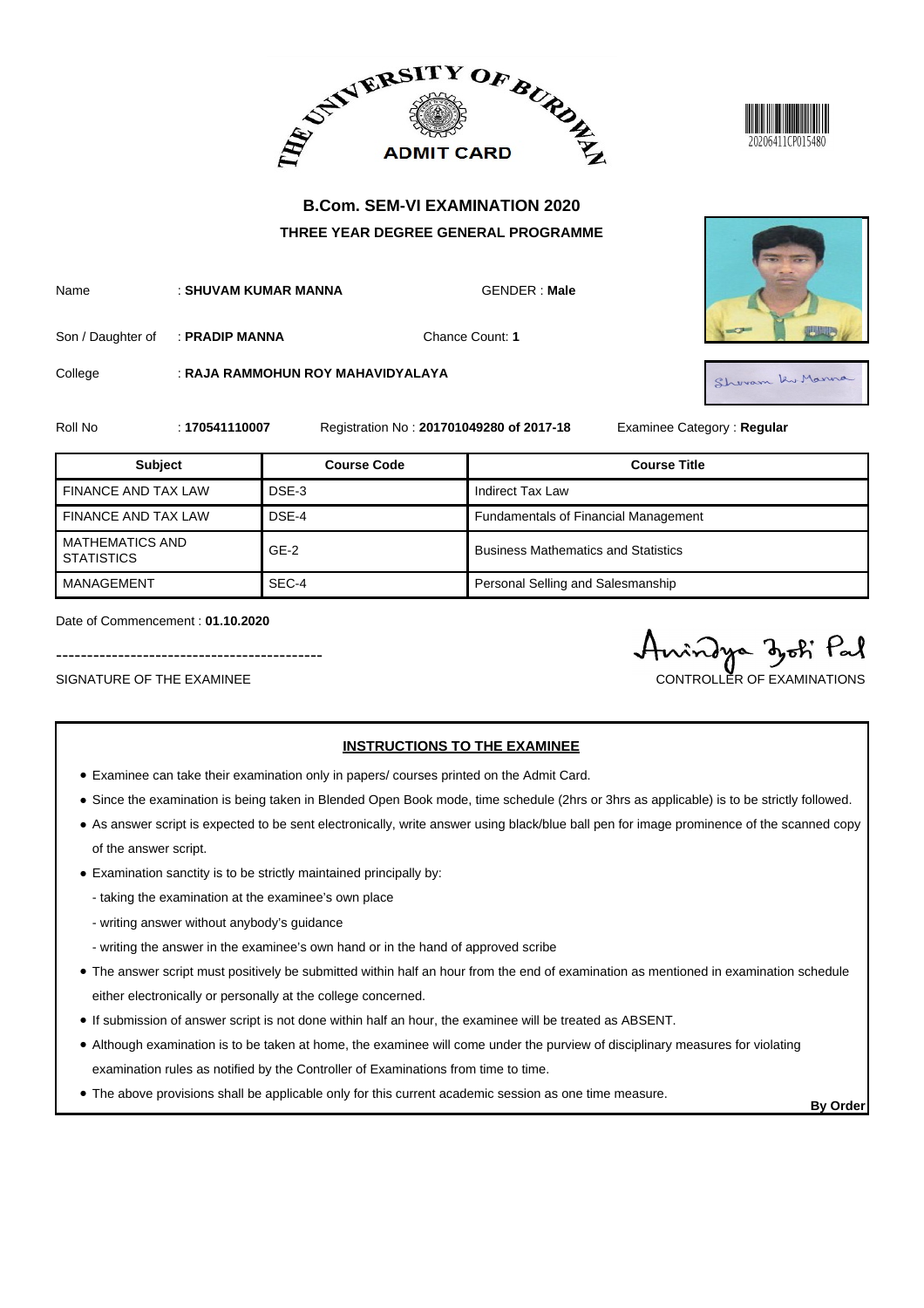# THE UNIVERSITY OF BURDWAN

## ADMIT CARD

20206411CP015480

## B.Com. SEM-VI EXAMINATION 2020

### THREE YEAR DEGREE GENERAL PROGRAMME

Name : **SHUVAM KUMAR MANNA** GENDER : **Male**

Son / Daughter of : **PRADIP MANNA** Chance Count: **1**

College : **RAJA RAMMOHUN ROY MAHAVIDYALAYA**

Roll No : **170541110007** Registration No : **201701049280 of 2017-18** Examinee Category : **Regular**

| Subject | Course Code | Course Title |
|---|---|---|
| FINANCE AND TAX LAW | DSE-3 | Indirect Tax Law |
| FINANCE AND TAX LAW | DSE-4 | Fundamentals of Financial Management |
| MATHEMATICS AND STATISTICS | GE-2 | Business Mathematics and Statistics |
| MANAGEMENT | SEC-4 | Personal Selling and Salesmanship |

Date of Commencement : **01.10.2020**

--------------------------------------------

SIGNATURE OF THE EXAMINEE

CONTROLLER OF EXAMINATIONS

**INSTRUCTIONS TO THE EXAMINEE**

- Examinee can take their examination only in papers/ courses printed on the Admit Card.
- Since the examination is being taken in Blended Open Book mode, time schedule (2hrs or 3hrs as applicable) is to be strictly followed.
- As answer script is expected to be sent electronically, write answer using black/blue ball pen for image prominence of the scanned copy of the answer script.
- Examination sanctity is to be strictly maintained principally by:
  - taking the examination at the examinee's own place
  - writing answer without anybody's guidance
  - writing the answer in the examinee's own hand or in the hand of approved scribe
- The answer script must positively be submitted within half an hour from the end of examination as mentioned in examination schedule either electronically or personally at the college concerned.
- If submission of answer script is not done within half an hour, the examinee will be treated as ABSENT.
- Although examination is to be taken at home, the examinee will come under the purview of disciplinary measures for violating examination rules as notified by the Controller of Examinations from time to time.
- The above provisions shall be applicable only for this current academic session as one time measure.

**By Order**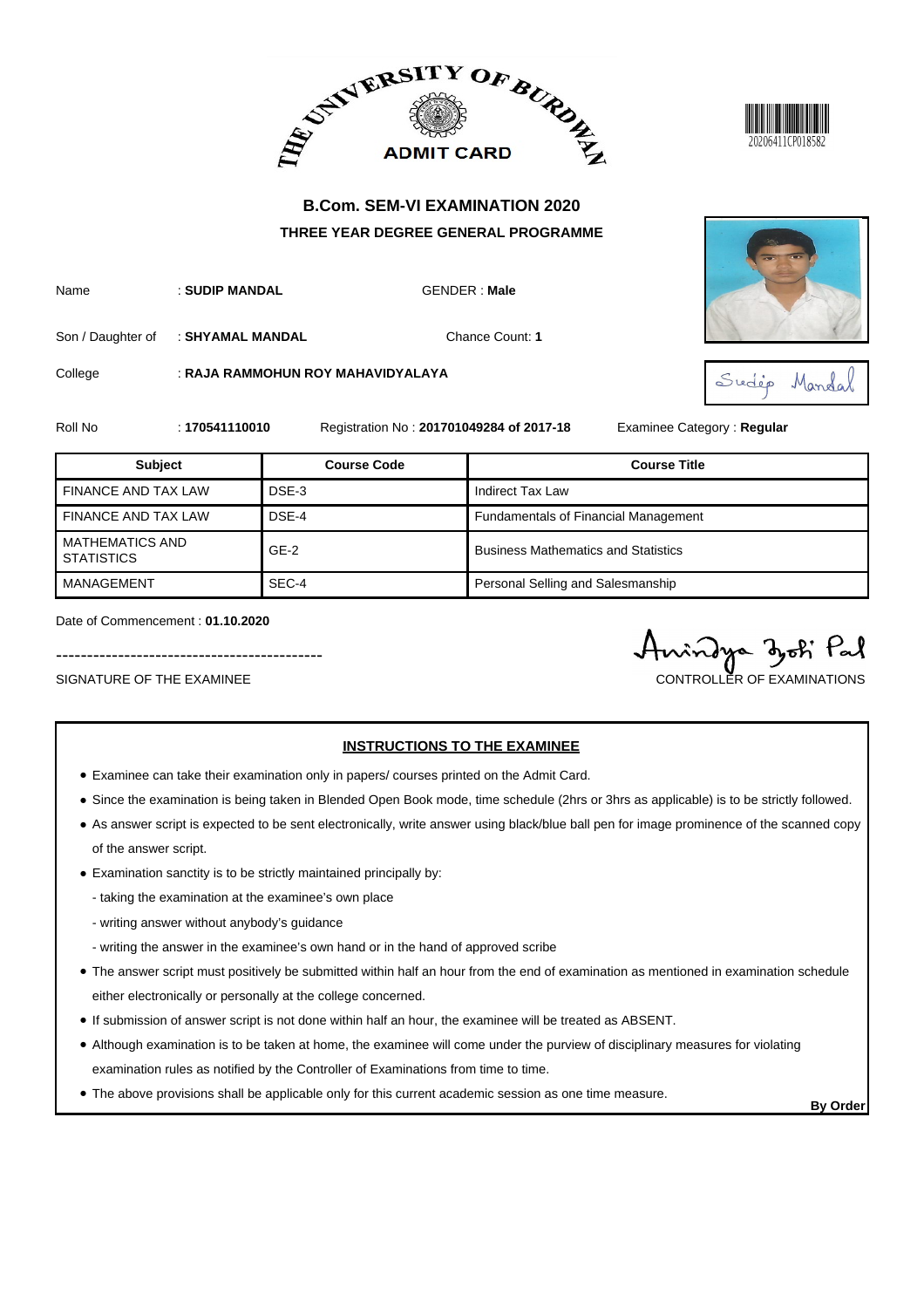THE UNIVERSITY OF BURDWAN

# ADMIT CARD

20206411CP018582

## B.Com. SEM-VI EXAMINATION 2020

### THREE YEAR DEGREE GENERAL PROGRAMME

Name : **SUDIP MANDAL** GENDER : **Male**

Son / Daughter of : **SHYAMAL MANDAL** Chance Count: **1**

College : **RAJA RAMMOHUN ROY MAHAVIDYALAYA**

Roll No : **170541110010** Registration No : **201701049284 of 2017-18** Examinee Category : **Regular**

| Subject | Course Code | Course Title |
|---|---|---|
| FINANCE AND TAX LAW | DSE-3 | Indirect Tax Law |
| FINANCE AND TAX LAW | DSE-4 | Fundamentals of Financial Management |
| MATHEMATICS AND STATISTICS | GE-2 | Business Mathematics and Statistics |
| MANAGEMENT | SEC-4 | Personal Selling and Salesmanship |

Date of Commencement : **01.10.2020**

--------------------------------------------

SIGNATURE OF THE EXAMINEE

CONTROLLER OF EXAMINATIONS

**INSTRUCTIONS TO THE EXAMINEE**

- Examinee can take their examination only in papers/ courses printed on the Admit Card.
- Since the examination is being taken in Blended Open Book mode, time schedule (2hrs or 3hrs as applicable) is to be strictly followed.
- As answer script is expected to be sent electronically, write answer using black/blue ball pen for image prominence of the scanned copy of the answer script.
- Examination sanctity is to be strictly maintained principally by:
  - taking the examination at the examinee's own place
  - writing answer without anybody's guidance
  - writing the answer in the examinee's own hand or in the hand of approved scribe
- The answer script must positively be submitted within half an hour from the end of examination as mentioned in examination schedule either electronically or personally at the college concerned.
- If submission of answer script is not done within half an hour, the examinee will be treated as ABSENT.
- Although examination is to be taken at home, the examinee will come under the purview of disciplinary measures for violating examination rules as notified by the Controller of Examinations from time to time.
- The above provisions shall be applicable only for this current academic session as one time measure.

**By Order**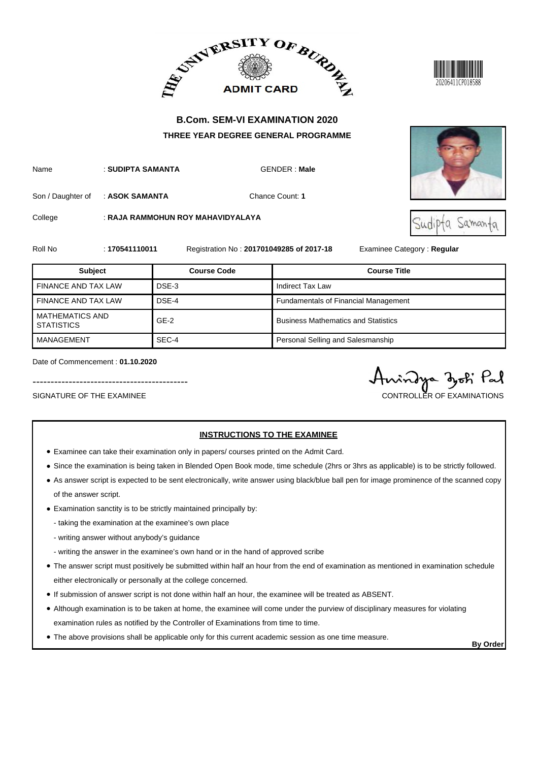THE UNIVERSITY OF BURDWAN

**ADMIT CARD**

20206411CP018588

## B.Com. SEM-VI EXAMINATION 2020

### THREE YEAR DEGREE GENERAL PROGRAMME

Name : **SUDIPTA SAMANTA** GENDER : **Male**

Son / Daughter of : **ASOK SAMANTA** Chance Count: **1**

College : **RAJA RAMMOHUN ROY MAHAVIDYALAYA**

Sudipta Samanta

Roll No : **170541110011** Registration No : **201701049285 of 2017-18** Examinee Category : **Regular**

| Subject | Course Code | Course Title |
|---|---|---|
| FINANCE AND TAX LAW | DSE-3 | Indirect Tax Law |
| FINANCE AND TAX LAW | DSE-4 | Fundamentals of Financial Management |
| MATHEMATICS AND STATISTICS | GE-2 | Business Mathematics and Statistics |
| MANAGEMENT | SEC-4 | Personal Selling and Salesmanship |

Date of Commencement : **01.10.2020**

-------------------------------------------

SIGNATURE OF THE EXAMINEE

Anindya Jyoti Pal

CONTROLLER OF EXAMINATIONS

**INSTRUCTIONS TO THE EXAMINEE**

- Examinee can take their examination only in papers/ courses printed on the Admit Card.
- Since the examination is being taken in Blended Open Book mode, time schedule (2hrs or 3hrs as applicable) is to be strictly followed.
- As answer script is expected to be sent electronically, write answer using black/blue ball pen for image prominence of the scanned copy of the answer script.
- Examination sanctity is to be strictly maintained principally by:
  - taking the examination at the examinee's own place
  - writing answer without anybody's guidance
  - writing the answer in the examinee's own hand or in the hand of approved scribe
- The answer script must positively be submitted within half an hour from the end of examination as mentioned in examination schedule either electronically or personally at the college concerned.
- If submission of answer script is not done within half an hour, the examinee will be treated as ABSENT.
- Although examination is to be taken at home, the examinee will come under the purview of disciplinary measures for violating examination rules as notified by the Controller of Examinations from time to time.
- The above provisions shall be applicable only for this current academic session as one time measure.

**By Order**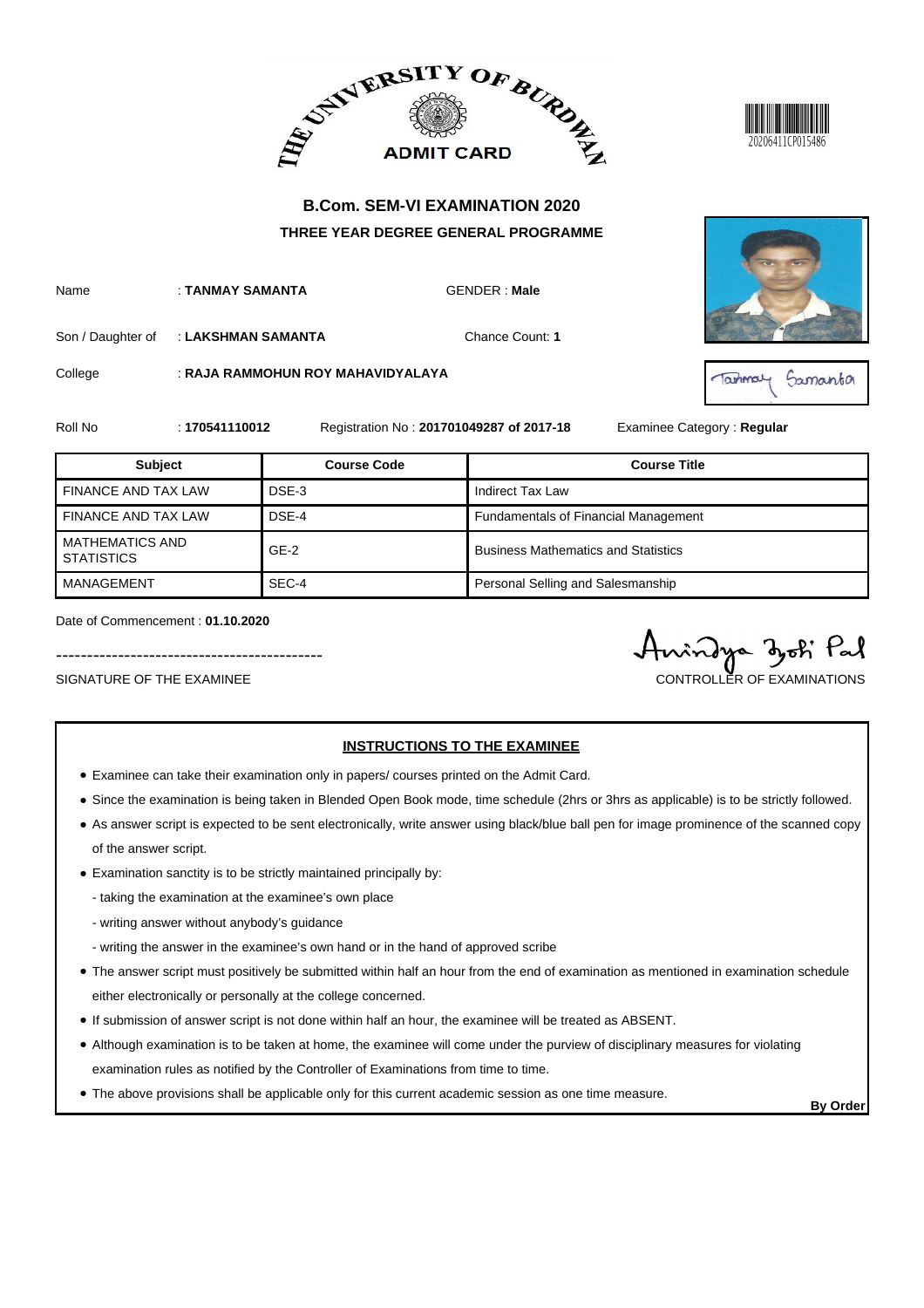THE UNIVERSITY OF BURDWAN

# ADMIT CARD

20206411CP015486

## B.Com. SEM-VI EXAMINATION 2020

### THREE YEAR DEGREE GENERAL PROGRAMME

Name : **TANMAY SAMANTA** GENDER : **Male**

Son / Daughter of : **LAKSHMAN SAMANTA** Chance Count: **1**

College : **RAJA RAMMOHUN ROY MAHAVIDYALAYA**

Roll No : **170541110012** Registration No : **201701049287 of 2017-18** Examinee Category : **Regular**

| Subject | Course Code | Course Title |
|---|---|---|
| FINANCE AND TAX LAW | DSE-3 | Indirect Tax Law |
| FINANCE AND TAX LAW | DSE-4 | Fundamentals of Financial Management |
| MATHEMATICS AND STATISTICS | GE-2 | Business Mathematics and Statistics |
| MANAGEMENT | SEC-4 | Personal Selling and Salesmanship |

Date of Commencement : **01.10.2020**

-------------------------------------------

SIGNATURE OF THE EXAMINEE

Anindya Jyoti Pal

CONTROLLER OF EXAMINATIONS

## INSTRUCTIONS TO THE EXAMINEE

- Examinee can take their examination only in papers/ courses printed on the Admit Card.
- Since the examination is being taken in Blended Open Book mode, time schedule (2hrs or 3hrs as applicable) is to be strictly followed.
- As answer script is expected to be sent electronically, write answer using black/blue ball pen for image prominence of the scanned copy of the answer script.
- Examination sanctity is to be strictly maintained principally by:
  - taking the examination at the examinee's own place
  - writing answer without anybody's guidance
  - writing the answer in the examinee's own hand or in the hand of approved scribe
- The answer script must positively be submitted within half an hour from the end of examination as mentioned in examination schedule either electronically or personally at the college concerned.
- If submission of answer script is not done within half an hour, the examinee will be treated as ABSENT.
- Although examination is to be taken at home, the examinee will come under the purview of disciplinary measures for violating examination rules as notified by the Controller of Examinations from time to time.
- The above provisions shall be applicable only for this current academic session as one time measure.

**By Order**